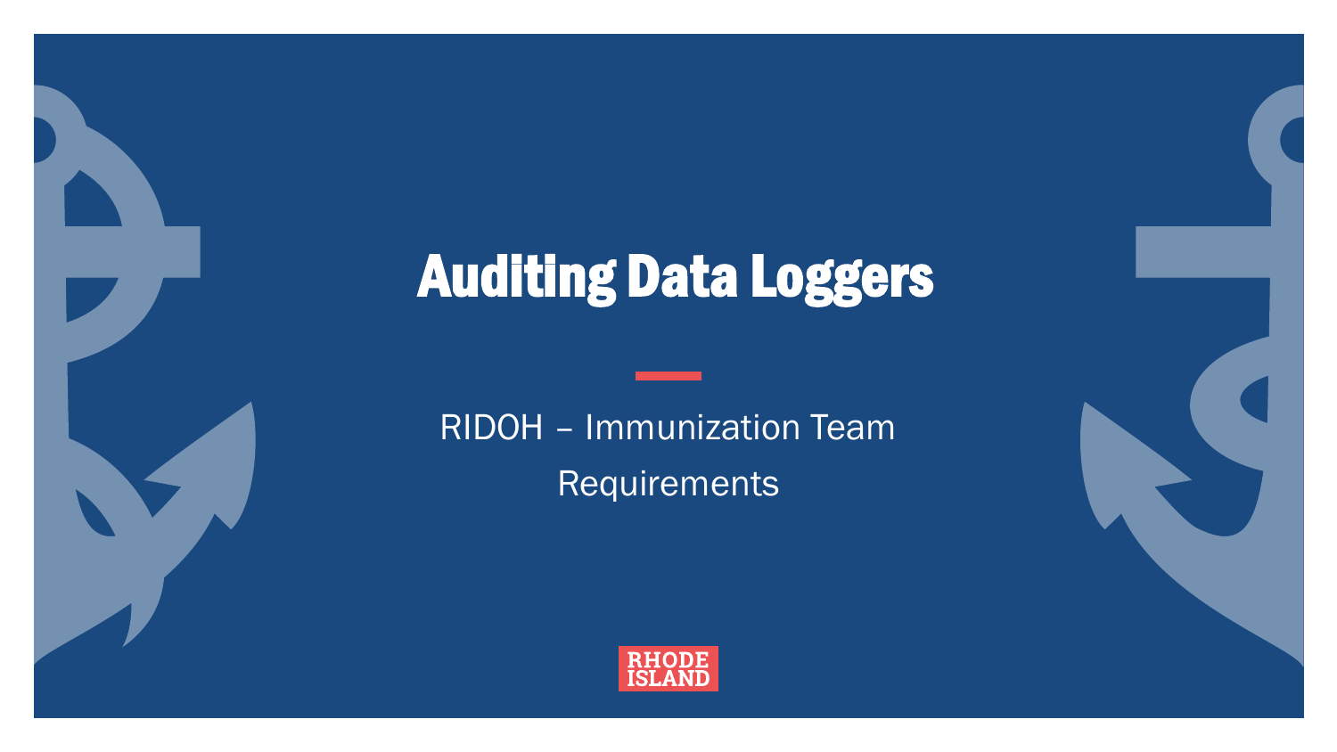# Auditing Data Loggers

RIDOH – Immunization Team

Requirements

RHODE ISLAND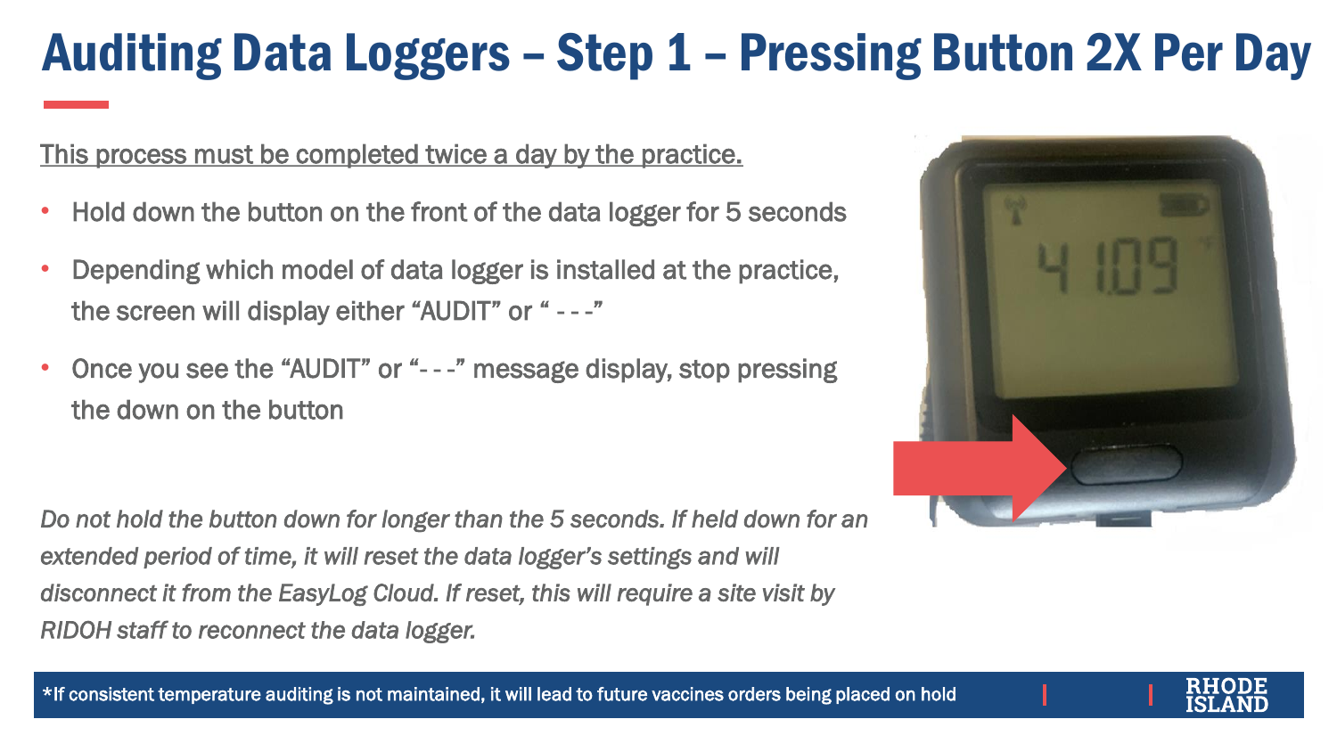# Auditing Data Loggers – Step 1 – Pressing Button 2X Per Day

<u>This process must be completed twice a day by the practice.</u>

- Hold down the button on the front of the data logger for 5 seconds
- Depending which model of data logger is installed at the practice, the screen will display either "AUDIT" or " - - -"
- Once you see the "AUDIT" or "- - -" message display, stop pressing the down on the button

*Do not hold the button down for longer than the 5 seconds. If held down for an extended period of time, it will reset the data logger's settings and will disconnect it from the EasyLog Cloud. If reset, this will require a site visit by RIDOH staff to reconnect the data logger.*

*If consistent temperature auditing is not maintained, it will lead to future vaccines orders being placed on hold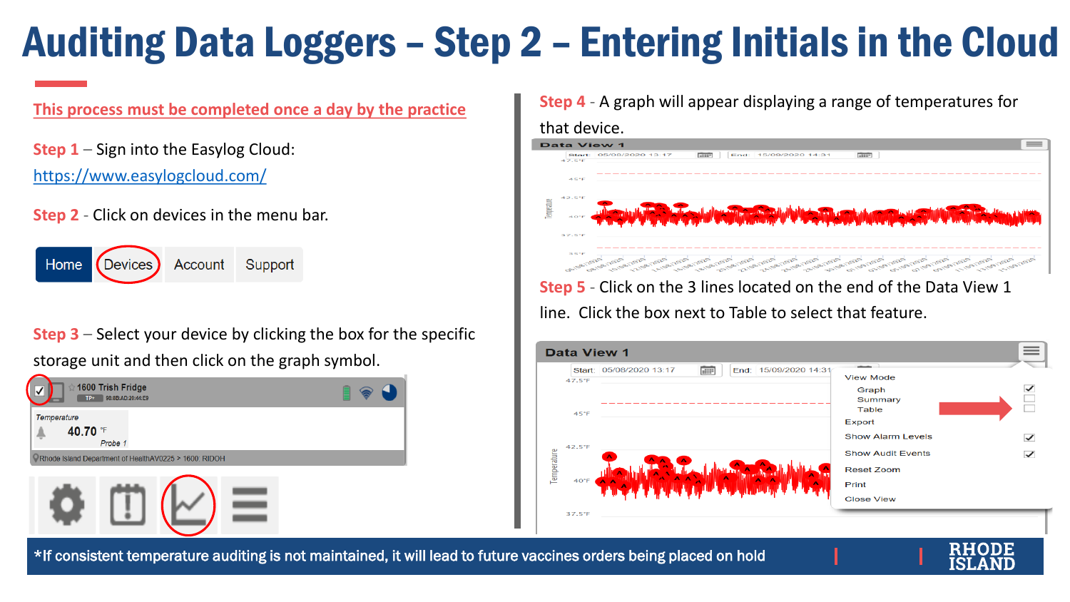# Auditing Data Loggers – Step 2 – Entering Initials in the Cloud

This process must be completed once a day by the practice

**Step 1** – Sign into the Easylog Cloud: https://www.easylogcloud.com/

**Step 2** - Click on devices in the menu bar.

Home | Devices | Account | Support

**Step 3** – Select your device by clicking the box for the specific storage unit and then click on the graph symbol.

1600 Trish Fridge

Temperature

40.70 °F

Probe 1

Rhode Island Department of HealthAV0225 > 1600: RIDOH

**Step 4** - A graph will appear displaying a range of temperatures for that device.

**Step 5** - Click on the 3 lines located on the end of the Data View 1 line. Click the box next to Table to select that feature.

Data View 1

Start: 05/08/2020 13:17

End: 15/09/2020 14:31

View Mode

Graph

Summary

Table

Export

Show Alarm Levels

Show Audit Events

Reset Zoom

Print

Close View

*If consistent temperature auditing is not maintained, it will lead to future vaccines orders being placed on hold

RHODE ISLAND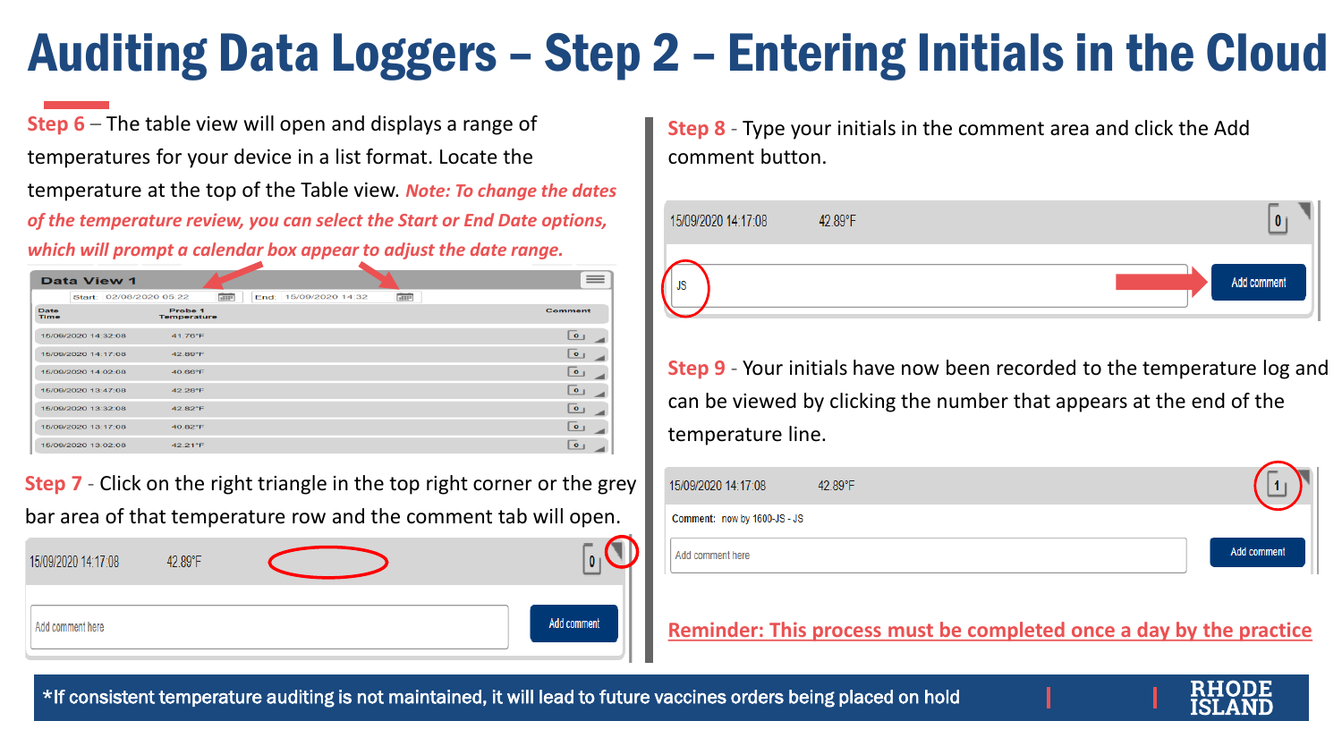# Auditing Data Loggers – Step 2 – Entering Initials in the Cloud

**Step 6** – The table view will open and displays a range of temperatures for your device in a list format. Locate the temperature at the top of the Table view. ***Note: To change the dates of the temperature review, you can select the Start or End Date options, which will prompt a calendar box appear to adjust the date range.***

Data View 1

Start: 02/08/2020 05:22 End: 15/09/2020 14:32

| Date Time | Probe 1 Temperature | Comment |
|---|---|---|
| 15/09/2020 14:32:08 | 41.76°F | 0 |
| 15/09/2020 14:17:08 | 42.89°F | 0 |
| 15/09/2020 14:02:08 | 40.66°F | 0 |
| 15/09/2020 13:47:08 | 42.26°F | 0 |
| 15/09/2020 13:32:08 | 42.82°F | 0 |
| 15/09/2020 13:17:08 | 40.82°F | 0 |
| 15/09/2020 13:02:08 | 42.21°F | 0 |

**Step 7** - Click on the right triangle in the top right corner or the grey bar area of that temperature row and the comment tab will open.

15/09/2020 14:17:08 42.89°F 0

Add comment here

Add comment

**Step 8** - Type your initials in the comment area and click the Add comment button.

15/09/2020 14:17:08 42.89°F 0

JS

Add comment

**Step 9** - Your initials have now been recorded to the temperature log and can be viewed by clicking the number that appears at the end of the temperature line.

15/09/2020 14:17:08 42.89°F 1

Comment: now by 1600-JS - JS

Add comment here

Add comment

**Reminder: This process must be completed once a day by the practice**

*If consistent temperature auditing is not maintained, it will lead to future vaccines orders being placed on hold

RHODE ISLAND